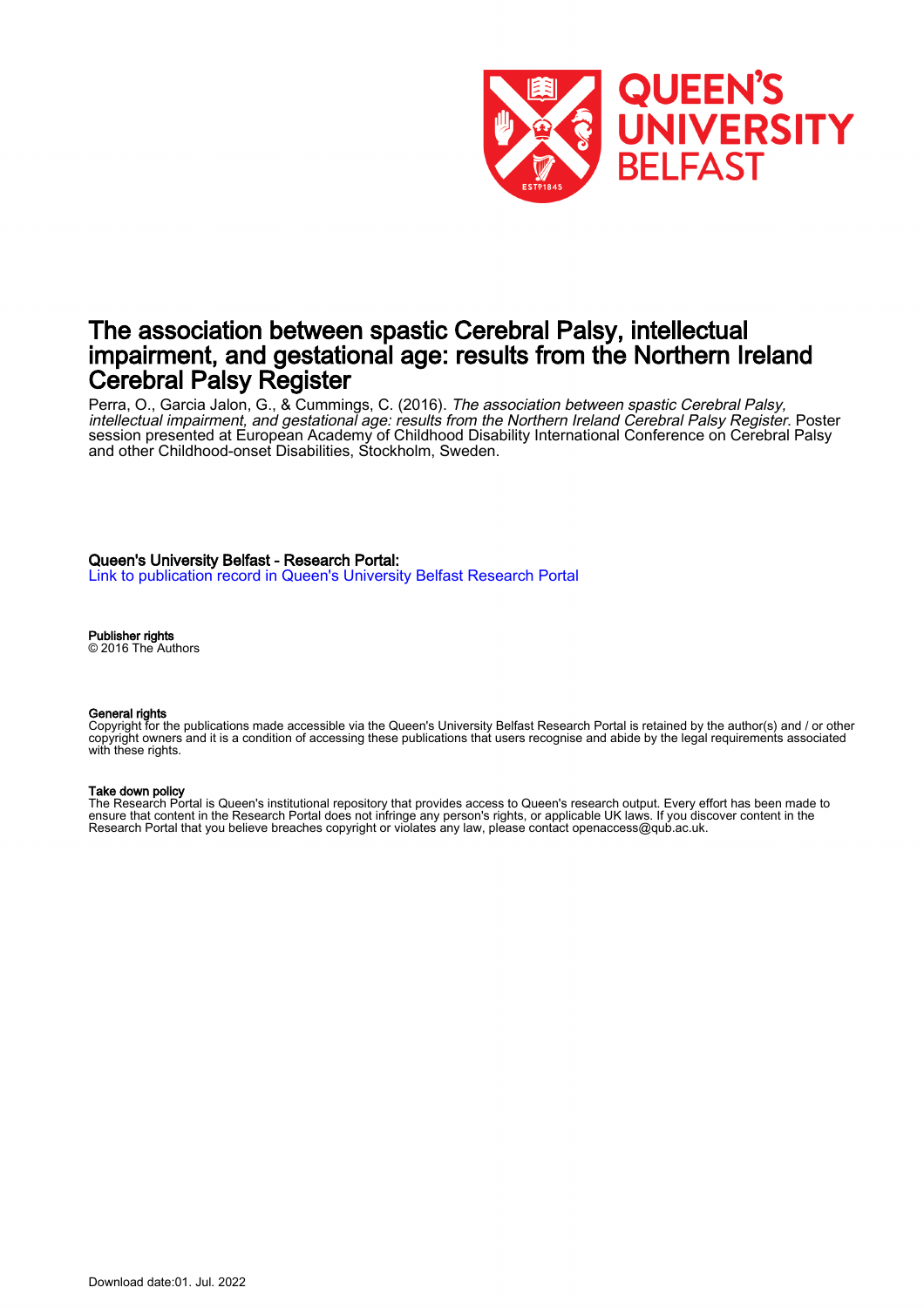# The association between spastic Cerebral Palsy, intellectual impairment, and gestational age: results from the Northern Ireland Cerebral Palsy Register

Perra, O., Garcia Jalon, G., & Cummings, C. (2016). *The association between spastic Cerebral Palsy, intellectual impairment, and gestational age: results from the Northern Ireland Cerebral Palsy Register*. Poster session presented at European Academy of Childhood Disability International Conference on Cerebral Palsy and other Childhood-onset Disabilities, Stockholm, Sweden.

**Queen's University Belfast - Research Portal:**
Link to publication record in Queen's University Belfast Research Portal

**Publisher rights**
© 2016 The Authors

**General rights**
Copyright for the publications made accessible via the Queen's University Belfast Research Portal is retained by the author(s) and / or other copyright owners and it is a condition of accessing these publications that users recognise and abide by the legal requirements associated with these rights.

**Take down policy**
The Research Portal is Queen's institutional repository that provides access to Queen's research output. Every effort has been made to ensure that content in the Research Portal does not infringe any person's rights, or applicable UK laws. If you discover content in the Research Portal that you believe breaches copyright or violates any law, please contact openaccess@qub.ac.uk.

Download date:01. Jul. 2022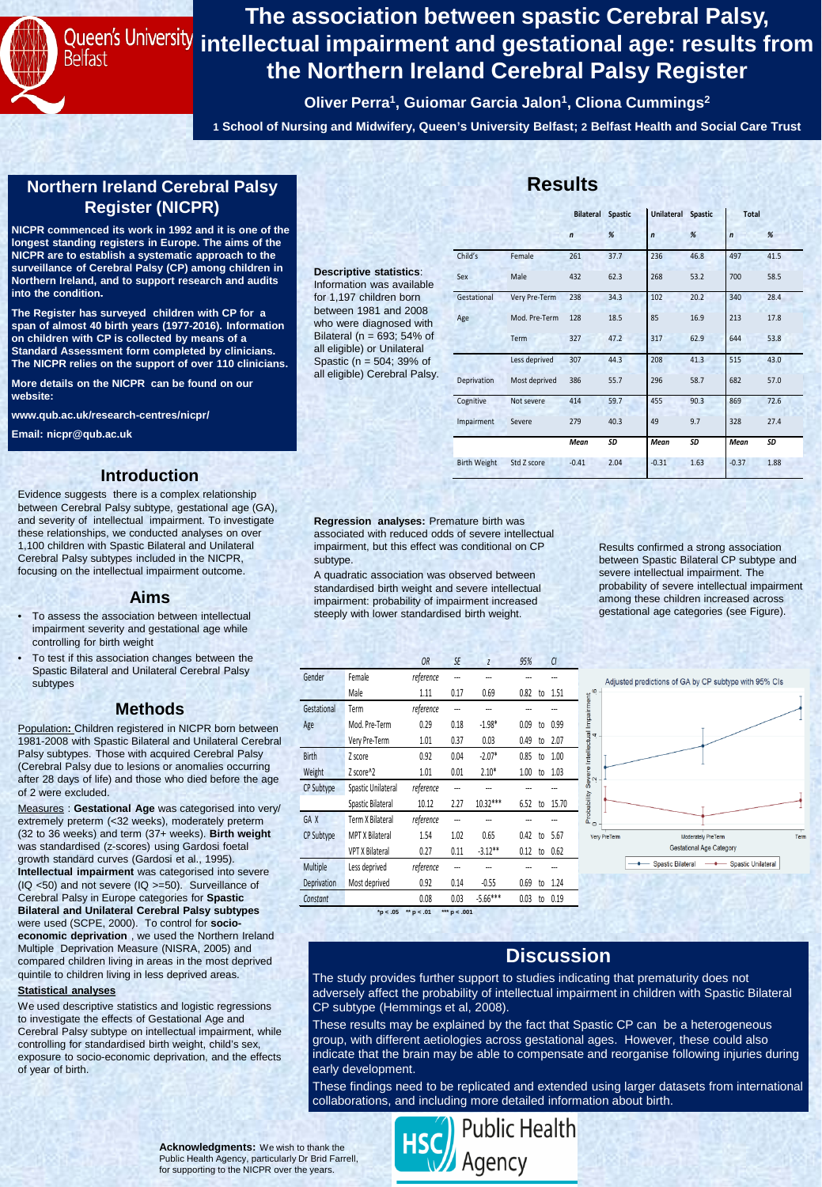# The association between spastic Cerebral Palsy, intellectual impairment and gestational age: results from the Northern Ireland Cerebral Palsy Register

**Oliver Perra[1], Guiomar Garcia Jalon[1], Cliona Cummings[2]**

1 School of Nursing and Midwifery, Queen's University Belfast; 2 Belfast Health and Social Care Trust

## Northern Ireland Cerebral Palsy Register (NICPR)

**NICPR commenced its work in 1992 and it is one of the longest standing registers in Europe. The aims of the NICPR are to establish a systematic approach to the surveillance of Cerebral Palsy (CP) among children in Northern Ireland, and to support research and audits into the condition.**

**The Register has surveyed children with CP for a span of almost 40 birth years (1977-2016). Information on children with CP is collected by means of a Standard Assessment form completed by clinicians. The NICPR relies on the support of over 110 clinicians.**

**More details on the NICPR can be found on our website:**

**www.qub.ac.uk/research-centres/nicpr/**

**Email: nicpr@qub.ac.uk**

## Introduction

Evidence suggests there is a complex relationship between Cerebral Palsy subtype, gestational age (GA), and severity of intellectual impairment. To investigate these relationships, we conducted analyses on over 1,100 children with Spastic Bilateral and Unilateral Cerebral Palsy subtypes included in the NICPR, focusing on the intellectual impairment outcome.

## Aims

- To assess the association between intellectual impairment severity and gestational age while controlling for birth weight
- To test if this association changes between the Spastic Bilateral and Unilateral Cerebral Palsy subtypes

## Methods

Population: Children registered in NICPR born between 1981-2008 with Spastic Bilateral and Unilateral Cerebral Palsy subtypes. Those with acquired Cerebral Palsy (Cerebral Palsy due to lesions or anomalies occurring after 28 days of life) and those who died before the age of 2 were excluded.

Measures : **Gestational Age** was categorised into very/ extremely preterm (<32 weeks), moderately preterm (32 to 36 weeks) and term (37+ weeks). **Birth weight** was standardised (z-scores) using Gardosi foetal growth standard curves (Gardosi et al., 1995). **Intellectual impairment** was categorised into severe (IQ <50) and not severe (IQ >=50). Surveillance of Cerebral Palsy in Europe categories for **Spastic Bilateral and Unilateral Cerebral Palsy subtypes** were used (SCPE, 2000). To control for **socio-economic deprivation** , we used the Northern Ireland Multiple Deprivation Measure (NISRA, 2005) and compared children living in areas in the most deprived quintile to children living in less deprived areas.

**Statistical analyses**

We used descriptive statistics and logistic regressions to investigate the effects of Gestational Age and Cerebral Palsy subtype on intellectual impairment, while controlling for standardised birth weight, child's sex, exposure to socio-economic deprivation, and the effects of year of birth.

## Results

**Descriptive statistics**: Information was available for 1,197 children born between 1981 and 2008 who were diagnosed with Bilateral (n = 693; 54% of all eligible) or Unilateral Spastic (n = 504; 39% of all eligible) Cerebral Palsy.

| | | Bilateral Spastic | | Unilateral Spastic | | Total | |
|---|---|---|---|---|---|---|---|
| | | *n* | *%* | *n* | *%* | *n* | *%* |
| Child's Sex | Female | 261 | 37.7 | 236 | 46.8 | 497 | 41.5 |
| | Male | 432 | 62.3 | 268 | 53.2 | 700 | 58.5 |
| Gestational Age | Very Pre-Term | 238 | 34.3 | 102 | 20.2 | 340 | 28.4 |
| | Mod. Pre-Term | 128 | 18.5 | 85 | 16.9 | 213 | 17.8 |
| | Term | 327 | 47.2 | 317 | 62.9 | 644 | 53.8 |
| Deprivation | Less deprived | 307 | 44.3 | 208 | 41.3 | 515 | 43.0 |
| | Most deprived | 386 | 55.7 | 296 | 58.7 | 682 | 57.0 |
| Cognitive Impairment | Not severe | 414 | 59.7 | 455 | 90.3 | 869 | 72.6 |
| | Severe | 279 | 40.3 | 49 | 9.7 | 328 | 27.4 |
| | | *Mean* | *SD* | *Mean* | *SD* | *Mean* | *SD* |
| Birth Weight | Std Z score | -0.41 | 2.04 | -0.31 | 1.63 | -0.37 | 1.88 |

**Regression analyses:** Premature birth was associated with reduced odds of severe intellectual impairment, but this effect was conditional on CP subtype.

A quadratic association was observed between standardised birth weight and severe intellectual impairment: probability of impairment increased steeply with lower standardised birth weight.

Results confirmed a strong association between Spastic Bilateral CP subtype and severe intellectual impairment. The probability of severe intellectual impairment among these children increased across gestational age categories (see Figure).

| | | *OR* | *SE* | *z* | *95% CI* |
|---|---|---|---|---|---|
| Gender | Female | *reference* | --- | --- | --- |
| | Male | 1.11 | 0.17 | 0.69 | 0.82 to 1.51 |
| Gestational Age | Term | *reference* | --- | --- | --- |
| | Mod. Pre-Term | 0.29 | 0.18 | -1.98* | 0.09 to 0.99 |
| | Very Pre-Term | 1.01 | 0.37 | 0.03 | 0.49 to 2.07 |
| Birth Weight | Z score | 0.92 | 0.04 | -2.07* | 0.85 to 1.00 |
| | Z score^2 | 1.01 | 0.01 | 2.10* | 1.00 to 1.03 |
| CP Subtype | Spastic Unilateral | *reference* | --- | --- | --- |
| | Spastic Bilateral | 10.12 | 2.27 | 10.32*** | 6.52 to 15.70 |
| GA X CP Subtype | Term X Bilateral | *reference* | --- | --- | --- |
| | MPT X Bilateral | 1.54 | 1.02 | 0.65 | 0.42 to 5.67 |
| | VPT X Bilateral | 0.27 | 0.11 | -3.12** | 0.12 to 0.62 |
| Multiple Deprivation | Less deprived | *reference* | --- | --- | --- |
| | Most deprived | 0.92 | 0.14 | -0.55 | 0.69 to 1.24 |
| *Constant* | | 0.08 | 0.03 | -5.66*** | 0.03 to 0.19 |

*p < .05 ** p < .01 *** p < .001

Adjusted predictions of GA by CP subtype with 95% CIs

Probability Severe Intellectual Impairment

Very PreTerm, Moderately PreTerm, Term

Gestational Age Category

Spastic Bilateral, Spastic Unilateral

## Discussion

The study provides further support to studies indicating that prematurity does not adversely affect the probability of intellectual impairment in children with Spastic Bilateral CP subtype (Hemmings et al, 2008).

These results may be explained by the fact that Spastic CP can be a heterogeneous group, with different aetiologies across gestational ages. However, these could also indicate that the brain may be able to compensate and reorganise following injuries during early development.

These findings need to be replicated and extended using larger datasets from international collaborations, and including more detailed information about birth.

**Acknowledgments:** We wish to thank the Public Health Agency, particularly Dr Brid Farrell, for supporting to the NICPR over the years.